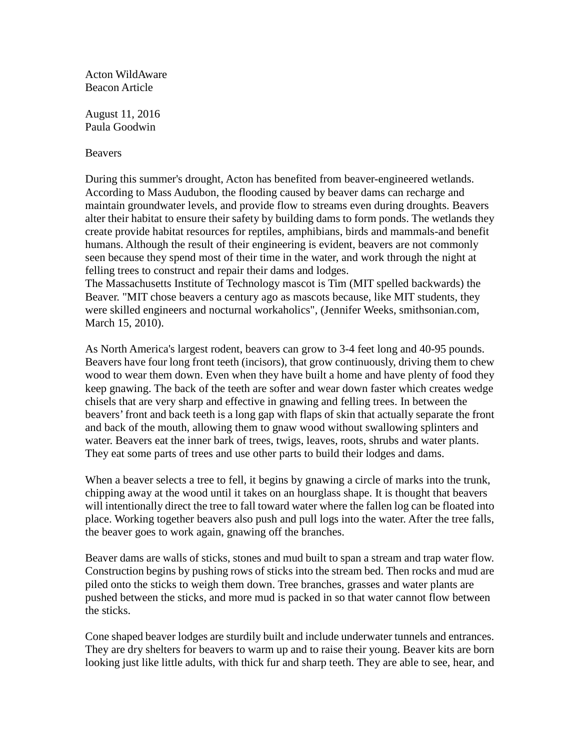Acton WildAware
Beacon Article

August 11, 2016
Paula Goodwin

Beavers

During this summer's drought, Acton has benefited from beaver-engineered wetlands. According to Mass Audubon, the flooding caused by beaver dams can recharge and maintain groundwater levels, and provide flow to streams even during droughts. Beavers alter their habitat to ensure their safety by building dams to form ponds. The wetlands they create provide habitat resources for reptiles, amphibians, birds and mammals-and benefit humans. Although the result of their engineering is evident, beavers are not commonly seen because they spend most of their time in the water, and work through the night at felling trees to construct and repair their dams and lodges.
The Massachusetts Institute of Technology mascot is Tim (MIT spelled backwards) the Beaver. "MIT chose beavers a century ago as mascots because, like MIT students, they were skilled engineers and nocturnal workaholics", (Jennifer Weeks, smithsonian.com, March 15, 2010).

As North America's largest rodent, beavers can grow to 3-4 feet long and 40-95 pounds. Beavers have four long front teeth (incisors), that grow continuously, driving them to chew wood to wear them down. Even when they have built a home and have plenty of food they keep gnawing. The back of the teeth are softer and wear down faster which creates wedge chisels that are very sharp and effective in gnawing and felling trees. In between the beavers' front and back teeth is a long gap with flaps of skin that actually separate the front and back of the mouth, allowing them to gnaw wood without swallowing splinters and water. Beavers eat the inner bark of trees, twigs, leaves, roots, shrubs and water plants. They eat some parts of trees and use other parts to build their lodges and dams.

When a beaver selects a tree to fell, it begins by gnawing a circle of marks into the trunk, chipping away at the wood until it takes on an hourglass shape. It is thought that beavers will intentionally direct the tree to fall toward water where the fallen log can be floated into place. Working together beavers also push and pull logs into the water. After the tree falls, the beaver goes to work again, gnawing off the branches.

Beaver dams are walls of sticks, stones and mud built to span a stream and trap water flow. Construction begins by pushing rows of sticks into the stream bed. Then rocks and mud are piled onto the sticks to weigh them down. Tree branches, grasses and water plants are pushed between the sticks, and more mud is packed in so that water cannot flow between the sticks.

Cone shaped beaver lodges are sturdily built and include underwater tunnels and entrances. They are dry shelters for beavers to warm up and to raise their young. Beaver kits are born looking just like little adults, with thick fur and sharp teeth. They are able to see, hear, and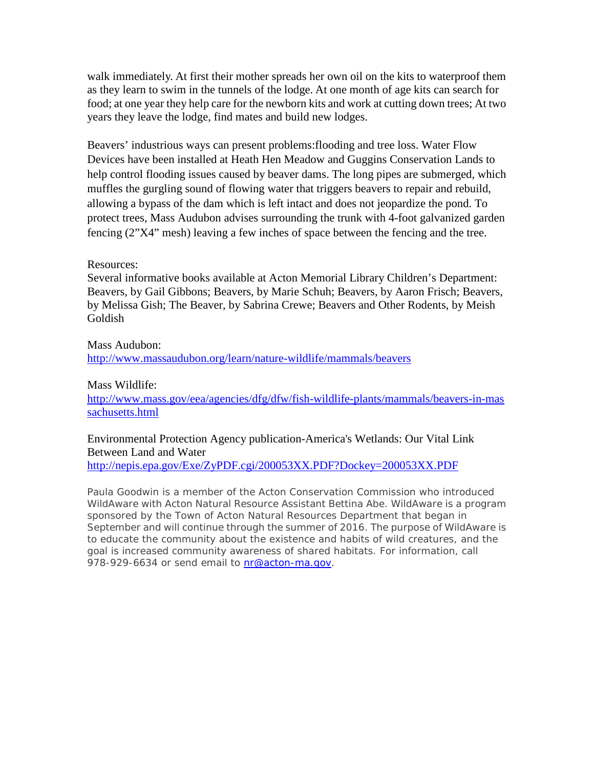walk immediately. At first their mother spreads her own oil on the kits to waterproof them as they learn to swim in the tunnels of the lodge. At one month of age kits can search for food; at one year they help care for the newborn kits and work at cutting down trees; At two years they leave the lodge, find mates and build new lodges.

Beavers' industrious ways can present problems:flooding and tree loss. Water Flow Devices have been installed at Heath Hen Meadow and Guggins Conservation Lands to help control flooding issues caused by beaver dams. The long pipes are submerged, which muffles the gurgling sound of flowing water that triggers beavers to repair and rebuild, allowing a bypass of the dam which is left intact and does not jeopardize the pond. To protect trees, Mass Audubon advises surrounding the trunk with 4-foot galvanized garden fencing (2"X4" mesh) leaving a few inches of space between the fencing and the tree.

Resources:
Several informative books available at Acton Memorial Library Children's Department: Beavers, by Gail Gibbons; Beavers, by Marie Schuh; Beavers, by Aaron Frisch; Beavers, by Melissa Gish; The Beaver, by Sabrina Crewe; Beavers and Other Rodents, by Meish Goldish

Mass Audubon:
http://www.massaudubon.org/learn/nature-wildlife/mammals/beavers

Mass Wildlife:
http://www.mass.gov/eea/agencies/dfg/dfw/fish-wildlife-plants/mammals/beavers-in-massachusetts.html

Environmental Protection Agency publication-America's Wetlands: Our Vital Link Between Land and Water
http://nepis.epa.gov/Exe/ZyPDF.cgi/200053XX.PDF?Dockey=200053XX.PDF

Paula Goodwin is a member of the Acton Conservation Commission who introduced WildAware with Acton Natural Resource Assistant Bettina Abe. WildAware is a program sponsored by the Town of Acton Natural Resources Department that began in September and will continue through the summer of 2016. The purpose of WildAware is to educate the community about the existence and habits of wild creatures, and the goal is increased community awareness of shared habitats. For information, call 978-929-6634 or send email to nr@acton-ma.gov.